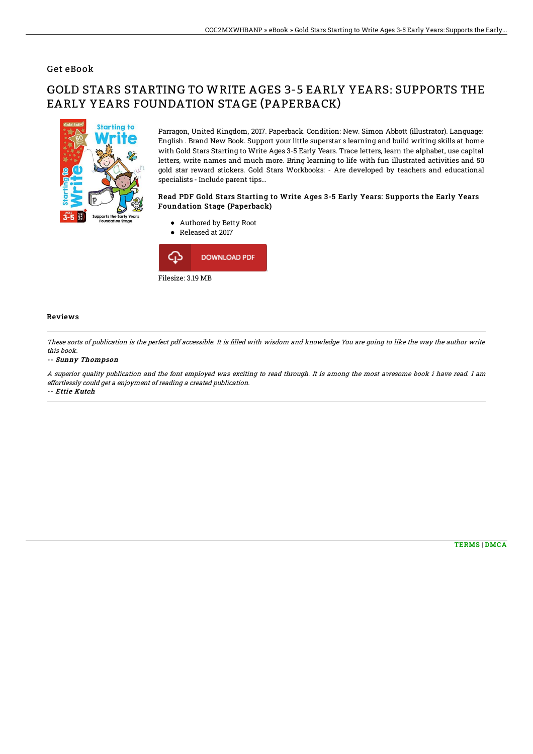Get eBook

# GOLD STARS STARTING TO WRITE AGES 3-5 EARLY YEARS: SUPPORTS THE EARLY YEARS FOUNDATION STAGE (PAPERBACK)

Parragon, United Kingdom, 2017. Paperback. Condition: New. Simon Abbott (illustrator). Language: English . Brand New Book. Support your little superstar s learning and build writing skills at home with Gold Stars Starting to Write Ages 3-5 Early Years. Trace letters, learn the alphabet, use capital letters, write names and much more. Bring learning to life with fun illustrated activities and 50 gold star reward stickers. Gold Stars Workbooks: - Are developed by teachers and educational specialists - Include parent tips...

### Read PDF Gold Stars Starting to Write Ages 3-5 Early Years: Supports the Early Years Foundation Stage (Paperback)

- Authored by Betty Root
- Released at 2017

DOWNLOAD PDF

Filesize: 3.19 MB

## Reviews

*These sorts of publication is the perfect pdf accessible. It is filled with wisdom and knowledge You are going to like the way the author write this book.*

-- ***Sunny Thompson***

*A superior quality publication and the font employed was exciting to read through. It is among the most awesome book i have read. I am effortlessly could get a enjoyment of reading a created publication.*

-- ***Ettie Kutch***

TERMS | DMCA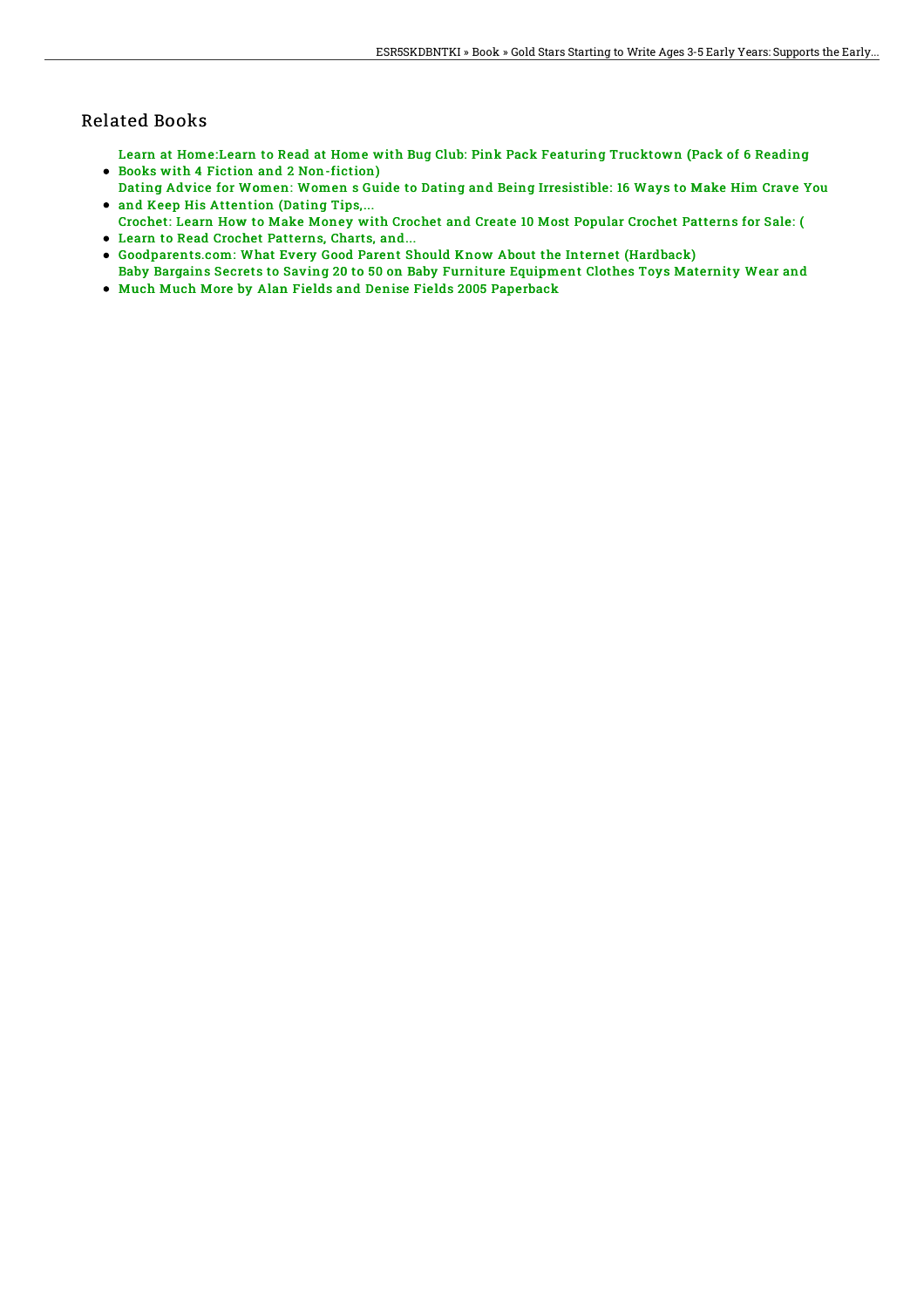## Related Books

- Learn at Home:Learn to Read at Home with Bug Club: Pink Pack Featuring Trucktown (Pack of 6 Reading Books with 4 Fiction and 2 Non-fiction)
- Dating Advice for Women: Women s Guide to Dating and Being Irresistible: 16 Ways to Make Him Crave You and Keep His Attention (Dating Tips,...
- Crochet: Learn How to Make Money with Crochet and Create 10 Most Popular Crochet Patterns for Sale: ( Learn to Read Crochet Patterns, Charts, and...
- Goodparents.com: What Every Good Parent Should Know About the Internet (Hardback)
- Baby Bargains Secrets to Saving 20 to 50 on Baby Furniture Equipment Clothes Toys Maternity Wear and Much Much More by Alan Fields and Denise Fields 2005 Paperback